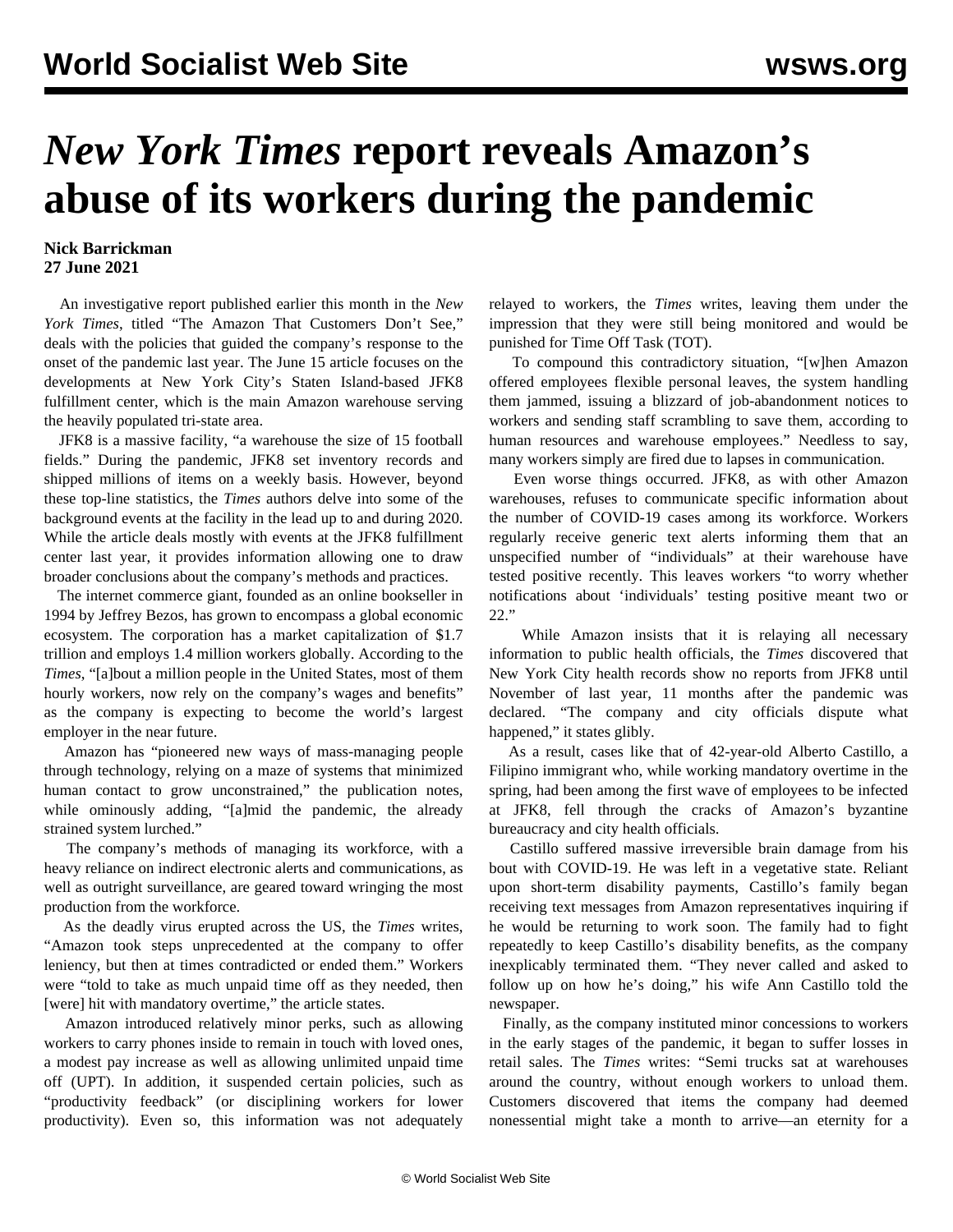# *New York Times* report reveals Amazon's abuse of its workers during the pandemic

**Nick Barrickman**
**27 June 2021**

An investigative report published earlier this month in the *New York Times*, titled "The Amazon That Customers Don't See," deals with the policies that guided the company's response to the onset of the pandemic last year. The June 15 article focuses on the developments at New York City's Staten Island-based JFK8 fulfillment center, which is the main Amazon warehouse serving the heavily populated tri-state area.

JFK8 is a massive facility, "a warehouse the size of 15 football fields." During the pandemic, JFK8 set inventory records and shipped millions of items on a weekly basis. However, beyond these top-line statistics, the *Times* authors delve into some of the background events at the facility in the lead up to and during 2020. While the article deals mostly with events at the JFK8 fulfillment center last year, it provides information allowing one to draw broader conclusions about the company's methods and practices.

The internet commerce giant, founded as an online bookseller in 1994 by Jeffrey Bezos, has grown to encompass a global economic ecosystem. The corporation has a market capitalization of $1.7 trillion and employs 1.4 million workers globally. According to the *Times*, "[a]bout a million people in the United States, most of them hourly workers, now rely on the company's wages and benefits" as the company is expecting to become the world's largest employer in the near future.

Amazon has "pioneered new ways of mass-managing people through technology, relying on a maze of systems that minimized human contact to grow unconstrained," the publication notes, while ominously adding, "[a]mid the pandemic, the already strained system lurched."

The company's methods of managing its workforce, with a heavy reliance on indirect electronic alerts and communications, as well as outright surveillance, are geared toward wringing the most production from the workforce.

As the deadly virus erupted across the US, the *Times* writes, "Amazon took steps unprecedented at the company to offer leniency, but then at times contradicted or ended them." Workers were "told to take as much unpaid time off as they needed, then [were] hit with mandatory overtime," the article states.

Amazon introduced relatively minor perks, such as allowing workers to carry phones inside to remain in touch with loved ones, a modest pay increase as well as allowing unlimited unpaid time off (UPT). In addition, it suspended certain policies, such as "productivity feedback" (or disciplining workers for lower productivity). Even so, this information was not adequately relayed to workers, the *Times* writes, leaving them under the impression that they were still being monitored and would be punished for Time Off Task (TOT).

To compound this contradictory situation, "[w]hen Amazon offered employees flexible personal leaves, the system handling them jammed, issuing a blizzard of job-abandonment notices to workers and sending staff scrambling to save them, according to human resources and warehouse employees." Needless to say, many workers simply are fired due to lapses in communication.

Even worse things occurred. JFK8, as with other Amazon warehouses, refuses to communicate specific information about the number of COVID-19 cases among its workforce. Workers regularly receive generic text alerts informing them that an unspecified number of "individuals" at their warehouse have tested positive recently. This leaves workers "to worry whether notifications about 'individuals' testing positive meant two or 22."

While Amazon insists that it is relaying all necessary information to public health officials, the *Times* discovered that New York City health records show no reports from JFK8 until November of last year, 11 months after the pandemic was declared. "The company and city officials dispute what happened," it states glibly.

As a result, cases like that of 42-year-old Alberto Castillo, a Filipino immigrant who, while working mandatory overtime in the spring, had been among the first wave of employees to be infected at JFK8, fell through the cracks of Amazon's byzantine bureaucracy and city health officials.

Castillo suffered massive irreversible brain damage from his bout with COVID-19. He was left in a vegetative state. Reliant upon short-term disability payments, Castillo's family began receiving text messages from Amazon representatives inquiring if he would be returning to work soon. The family had to fight repeatedly to keep Castillo's disability benefits, as the company inexplicably terminated them. "They never called and asked to follow up on how he's doing," his wife Ann Castillo told the newspaper.

Finally, as the company instituted minor concessions to workers in the early stages of the pandemic, it began to suffer losses in retail sales. The *Times* writes: "Semi trucks sat at warehouses around the country, without enough workers to unload them. Customers discovered that items the company had deemed nonessential might take a month to arrive—an eternity for a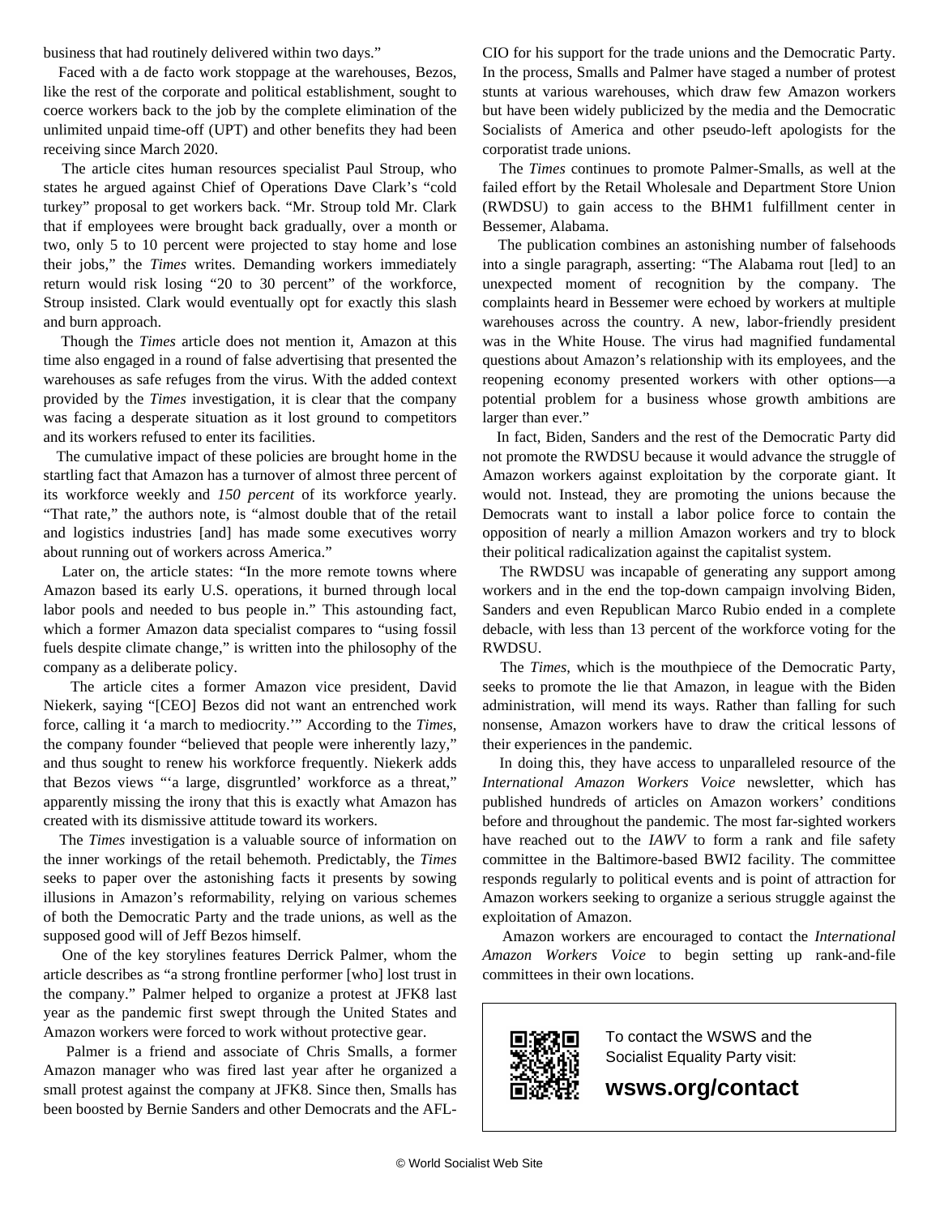business that had routinely delivered within two days."

Faced with a de facto work stoppage at the warehouses, Bezos, like the rest of the corporate and political establishment, sought to coerce workers back to the job by the complete elimination of the unlimited unpaid time-off (UPT) and other benefits they had been receiving since March 2020.

The article cites human resources specialist Paul Stroup, who states he argued against Chief of Operations Dave Clark's "cold turkey" proposal to get workers back. "Mr. Stroup told Mr. Clark that if employees were brought back gradually, over a month or two, only 5 to 10 percent were projected to stay home and lose their jobs," the *Times* writes. Demanding workers immediately return would risk losing "20 to 30 percent" of the workforce, Stroup insisted. Clark would eventually opt for exactly this slash and burn approach.

Though the *Times* article does not mention it, Amazon at this time also engaged in a round of false advertising that presented the warehouses as safe refuges from the virus. With the added context provided by the *Times* investigation, it is clear that the company was facing a desperate situation as it lost ground to competitors and its workers refused to enter its facilities.

The cumulative impact of these policies are brought home in the startling fact that Amazon has a turnover of almost three percent of its workforce weekly and *150 percent* of its workforce yearly. "That rate," the authors note, is "almost double that of the retail and logistics industries [and] has made some executives worry about running out of workers across America."

Later on, the article states: "In the more remote towns where Amazon based its early U.S. operations, it burned through local labor pools and needed to bus people in." This astounding fact, which a former Amazon data specialist compares to "using fossil fuels despite climate change," is written into the philosophy of the company as a deliberate policy.

The article cites a former Amazon vice president, David Niekerk, saying "[CEO] Bezos did not want an entrenched work force, calling it 'a march to mediocrity.'" According to the *Times*, the company founder "believed that people were inherently lazy," and thus sought to renew his workforce frequently. Niekerk adds that Bezos views "'a large, disgruntled' workforce as a threat," apparently missing the irony that this is exactly what Amazon has created with its dismissive attitude toward its workers.

The *Times* investigation is a valuable source of information on the inner workings of the retail behemoth. Predictably, the *Times* seeks to paper over the astonishing facts it presents by sowing illusions in Amazon's reformability, relying on various schemes of both the Democratic Party and the trade unions, as well as the supposed good will of Jeff Bezos himself.

One of the key storylines features Derrick Palmer, whom the article describes as "a strong frontline performer [who] lost trust in the company." Palmer helped to organize a protest at JFK8 last year as the pandemic first swept through the United States and Amazon workers were forced to work without protective gear.

Palmer is a friend and associate of Chris Smalls, a former Amazon manager who was fired last year after he organized a small protest against the company at JFK8. Since then, Smalls has been boosted by Bernie Sanders and other Democrats and the AFL-CIO for his support for the trade unions and the Democratic Party. In the process, Smalls and Palmer have staged a number of protest stunts at various warehouses, which draw few Amazon workers but have been widely publicized by the media and the Democratic Socialists of America and other pseudo-left apologists for the corporatist trade unions.

The *Times* continues to promote Palmer-Smalls, as well at the failed effort by the Retail Wholesale and Department Store Union (RWDSU) to gain access to the BHM1 fulfillment center in Bessemer, Alabama.

The publication combines an astonishing number of falsehoods into a single paragraph, asserting: "The Alabama rout [led] to an unexpected moment of recognition by the company. The complaints heard in Bessemer were echoed by workers at multiple warehouses across the country. A new, labor-friendly president was in the White House. The virus had magnified fundamental questions about Amazon's relationship with its employees, and the reopening economy presented workers with other options—a potential problem for a business whose growth ambitions are larger than ever."

In fact, Biden, Sanders and the rest of the Democratic Party did not promote the RWDSU because it would advance the struggle of Amazon workers against exploitation by the corporate giant. It would not. Instead, they are promoting the unions because the Democrats want to install a labor police force to contain the opposition of nearly a million Amazon workers and try to block their political radicalization against the capitalist system.

The RWDSU was incapable of generating any support among workers and in the end the top-down campaign involving Biden, Sanders and even Republican Marco Rubio ended in a complete debacle, with less than 13 percent of the workforce voting for the RWDSU.

The *Times*, which is the mouthpiece of the Democratic Party, seeks to promote the lie that Amazon, in league with the Biden administration, will mend its ways. Rather than falling for such nonsense, Amazon workers have to draw the critical lessons of their experiences in the pandemic.

In doing this, they have access to unparalleled resource of the *International Amazon Workers Voice* newsletter, which has published hundreds of articles on Amazon workers' conditions before and throughout the pandemic. The most far-sighted workers have reached out to the *IAWV* to form a rank and file safety committee in the Baltimore-based BWI2 facility. The committee responds regularly to political events and is point of attraction for Amazon workers seeking to organize a serious struggle against the exploitation of Amazon.

Amazon workers are encouraged to contact the *International Amazon Workers Voice* to begin setting up rank-and-file committees in their own locations.

To contact the WSWS and the Socialist Equality Party visit:

**wsws.org/contact**